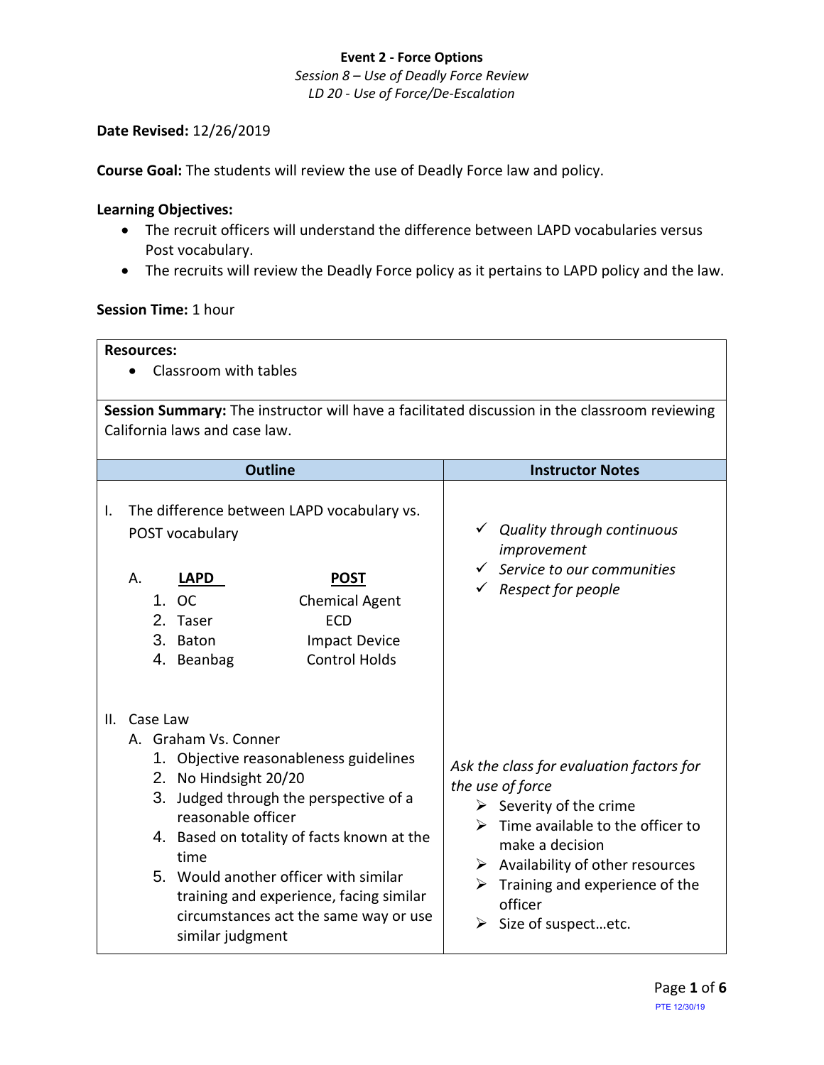**Event 2 - Force Options**

*Session 8 – Use of Deadly Force Review*

*LD 20 - Use of Force/De-Escalation*

**Date Revised:** 12/26/2019

**Course Goal:** The students will review the use of Deadly Force law and policy.

**Learning Objectives:**

- The recruit officers will understand the difference between LAPD vocabularies versus Post vocabulary.
- The recruits will review the Deadly Force policy as it pertains to LAPD policy and the law.

**Session Time:** 1 hour

**Resources:**

- Classroom with tables

**Session Summary:** The instructor will have a facilitated discussion in the classroom reviewing California laws and case law.

| Outline | Instructor Notes |
| --- | --- |
| I. The difference between LAPD vocabulary vs. POST vocabulary<br><br>A. **LAPD** / **POST**<br>1. OC — Chemical Agent<br>2. Taser — ECD<br>3. Baton — Impact Device<br>4. Beanbag — Control Holds | ✓ *Quality through continuous improvement*<br>✓ *Service to our communities*<br>✓ *Respect for people* |
| II. Case Law<br>A. Graham Vs. Conner<br>1. Objective reasonableness guidelines<br>2. No Hindsight 20/20<br>3. Judged through the perspective of a reasonable officer<br>4. Based on totality of facts known at the time<br>5. Would another officer with similar training and experience, facing similar circumstances act the same way or use similar judgment | *Ask the class for evaluation factors for the use of force*<br>➢ Severity of the crime<br>➢ Time available to the officer to make a decision<br>➢ Availability of other resources<br>➢ Training and experience of the officer<br>➢ Size of suspect…etc. |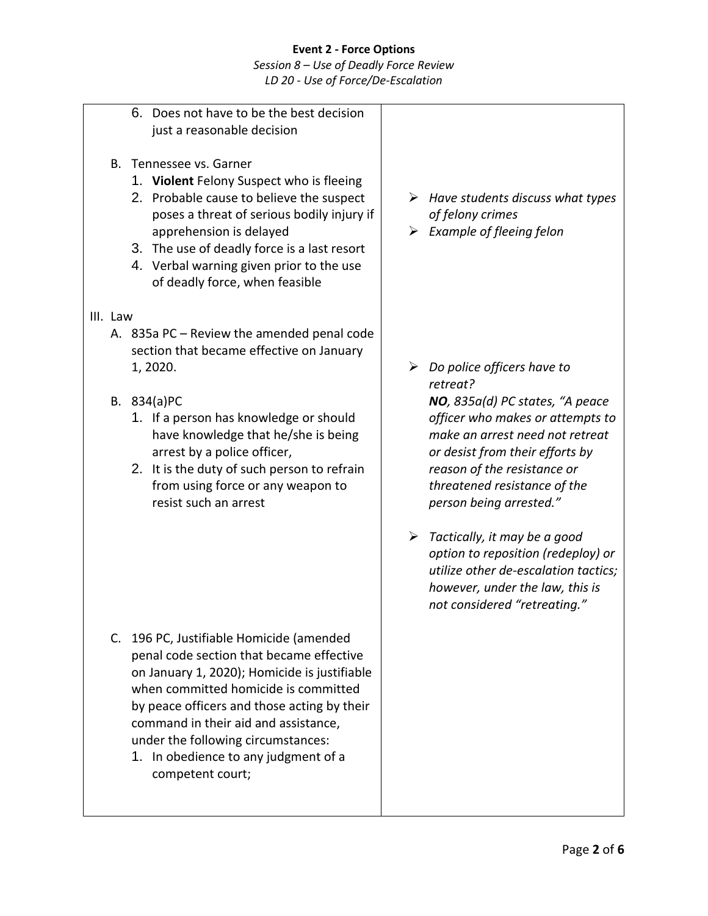6. Does not have to be the best decision just a reasonable decision

B. Tennessee vs. Garner
   1. **Violent** Felony Suspect who is fleeing
   2. Probable cause to believe the suspect poses a threat of serious bodily injury if apprehension is delayed
   3. The use of deadly force is a last resort
   4. Verbal warning given prior to the use of deadly force, when feasible

> ➢ *Have students discuss what types of felony crimes*
>
> ➢ *Example of fleeing felon*

III. Law

A. 835a PC – Review the amended penal code section that became effective on January 1, 2020.

B. 834(a)PC
   1. If a person has knowledge or should have knowledge that he/she is being arrest by a police officer,
   2. It is the duty of such person to refrain from using force or any weapon to resist such an arrest

> ➢ *Do police officers have to retreat?*
> ***NO****, 835a(d) PC states, "A peace officer who makes or attempts to make an arrest need not retreat or desist from their efforts by reason of the resistance or threatened resistance of the person being arrested."*
>
> ➢ *Tactically, it may be a good option to reposition (redeploy) or utilize other de-escalation tactics; however, under the law, this is not considered "retreating."*

C. 196 PC, Justifiable Homicide (amended penal code section that became effective on January 1, 2020); Homicide is justifiable when committed homicide is committed by peace officers and those acting by their command in their aid and assistance, under the following circumstances:
   1. In obedience to any judgment of a competent court;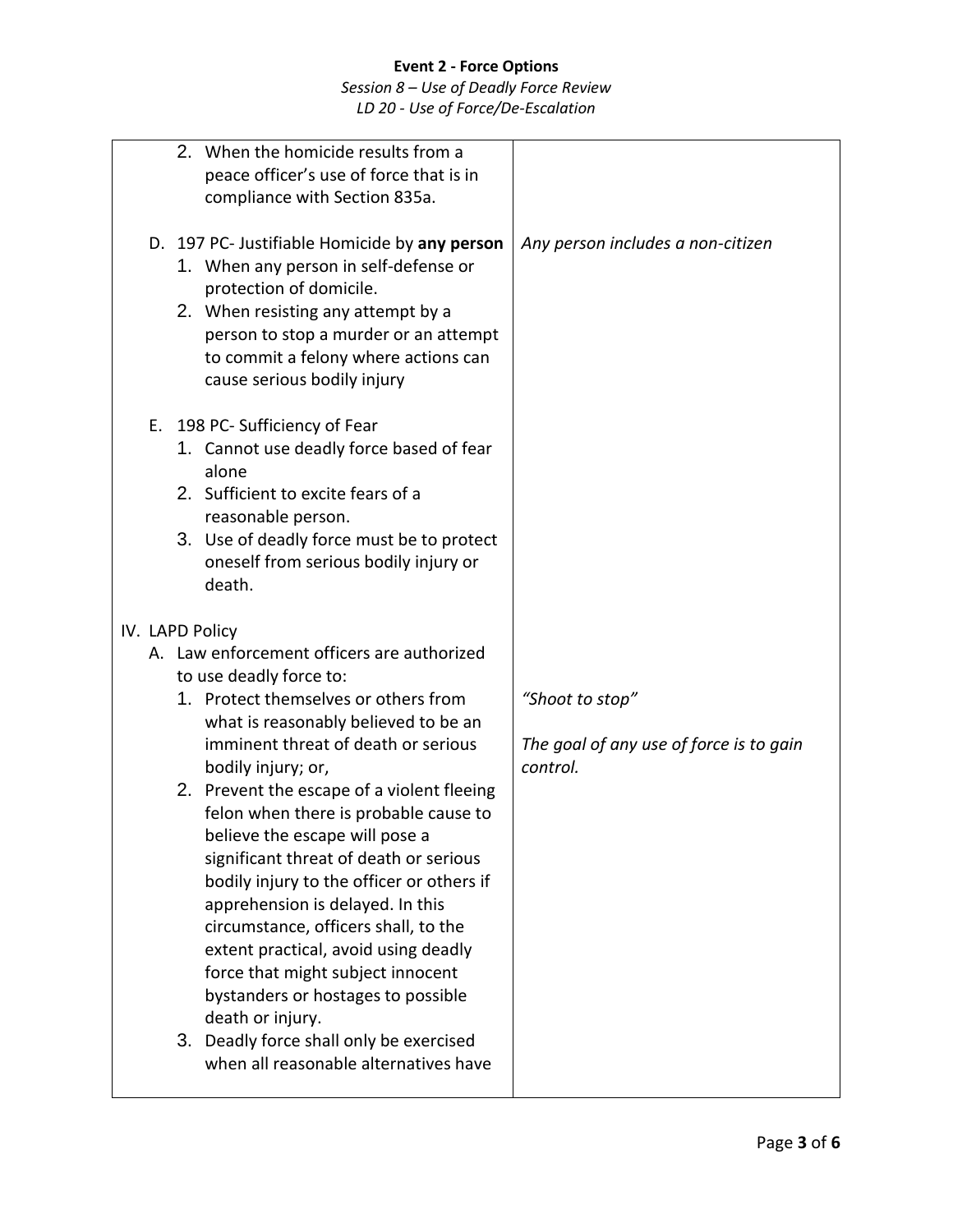| | |
|---|---|
| 2. When the homicide results from a peace officer's use of force that is in compliance with Section 835a. | |
| D. 197 PC- Justifiable Homicide by **any person**<br>1. When any person in self-defense or protection of domicile.<br>2. When resisting any attempt by a person to stop a murder or an attempt to commit a felony where actions can cause serious bodily injury | *Any person includes a non-citizen* |
| E. 198 PC- Sufficiency of Fear<br>1. Cannot use deadly force based of fear alone<br>2. Sufficient to excite fears of a reasonable person.<br>3. Use of deadly force must be to protect oneself from serious bodily injury or death. | |
| IV. LAPD Policy<br>A. Law enforcement officers are authorized to use deadly force to:<br>1. Protect themselves or others from what is reasonably believed to be an imminent threat of death or serious bodily injury; or,<br>2. Prevent the escape of a violent fleeing felon when there is probable cause to believe the escape will pose a significant threat of death or serious bodily injury to the officer or others if apprehension is delayed. In this circumstance, officers shall, to the extent practical, avoid using deadly force that might subject innocent bystanders or hostages to possible death or injury.<br>3. Deadly force shall only be exercised when all reasonable alternatives have | *"Shoot to stop"*<br><br>*The goal of any use of force is to gain control.* |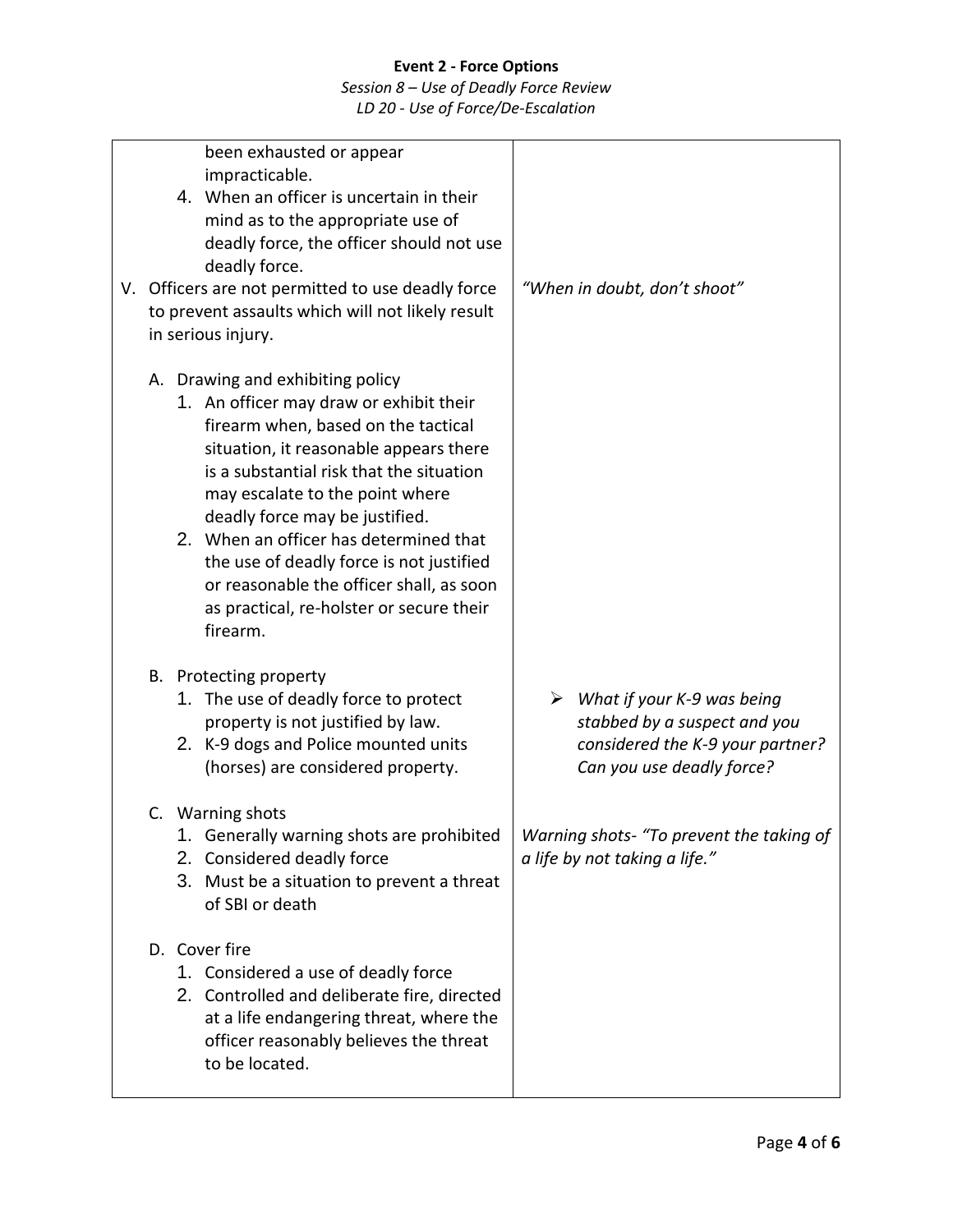| | |
|---|---|
| been exhausted or appear impracticable.<br>4. When an officer is uncertain in their mind as to the appropriate use of deadly force, the officer should not use deadly force. | |
| V. Officers are not permitted to use deadly force to prevent assaults which will not likely result in serious injury. | *"When in doubt, don't shoot"* |
| A. Drawing and exhibiting policy<br>1. An officer may draw or exhibit their firearm when, based on the tactical situation, it reasonable appears there is a substantial risk that the situation may escalate to the point where deadly force may be justified.<br>2. When an officer has determined that the use of deadly force is not justified or reasonable the officer shall, as soon as practical, re-holster or secure their firearm. | |
| B. Protecting property<br>1. The use of deadly force to protect property is not justified by law.<br>2. K-9 dogs and Police mounted units (horses) are considered property. | ➢ *What if your K-9 was being stabbed by a suspect and you considered the K-9 your partner? Can you use deadly force?* |
| C. Warning shots<br>1. Generally warning shots are prohibited<br>2. Considered deadly force<br>3. Must be a situation to prevent a threat of SBI or death | *Warning shots- "To prevent the taking of a life by not taking a life."* |
| D. Cover fire<br>1. Considered a use of deadly force<br>2. Controlled and deliberate fire, directed at a life endangering threat, where the officer reasonably believes the threat to be located. | |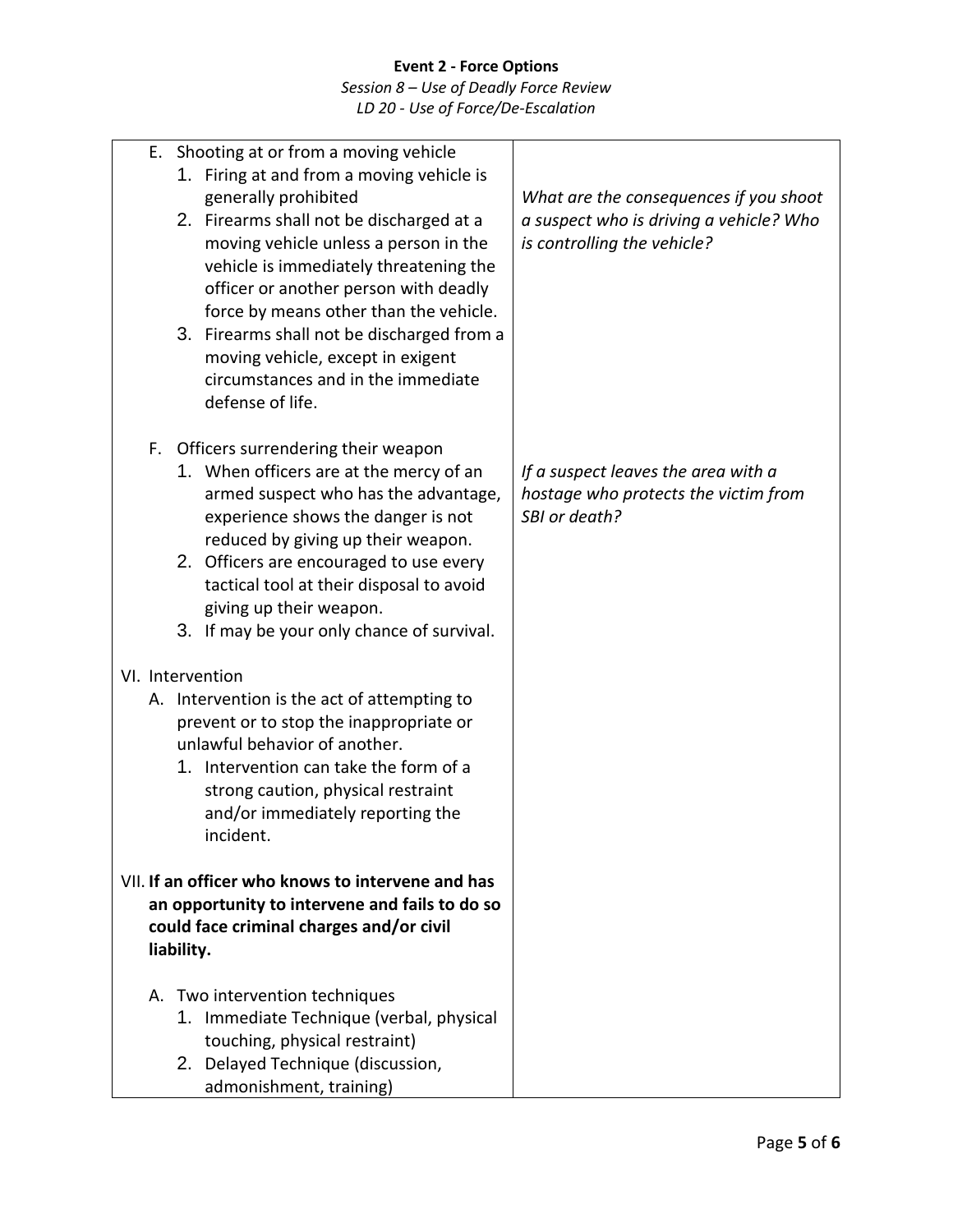| | |
|---|---|
| E. Shooting at or from a moving vehicle<br>1. Firing at and from a moving vehicle is generally prohibited<br>2. Firearms shall not be discharged at a moving vehicle unless a person in the vehicle is immediately threatening the officer or another person with deadly force by means other than the vehicle.<br>3. Firearms shall not be discharged from a moving vehicle, except in exigent circumstances and in the immediate defense of life. | *What are the consequences if you shoot a suspect who is driving a vehicle? Who is controlling the vehicle?* |
| F. Officers surrendering their weapon<br>1. When officers are at the mercy of an armed suspect who has the advantage, experience shows the danger is not reduced by giving up their weapon.<br>2. Officers are encouraged to use every tactical tool at their disposal to avoid giving up their weapon.<br>3. If may be your only chance of survival. | *If a suspect leaves the area with a hostage who protects the victim from SBI or death?* |
| VI. Intervention<br>A. Intervention is the act of attempting to prevent or to stop the inappropriate or unlawful behavior of another.<br>1. Intervention can take the form of a strong caution, physical restraint and/or immediately reporting the incident. | |
| VII. **If an officer who knows to intervene and has an opportunity to intervene and fails to do so could face criminal charges and/or civil liability.**<br>A. Two intervention techniques<br>1. Immediate Technique (verbal, physical touching, physical restraint)<br>2. Delayed Technique (discussion, admonishment, training) | |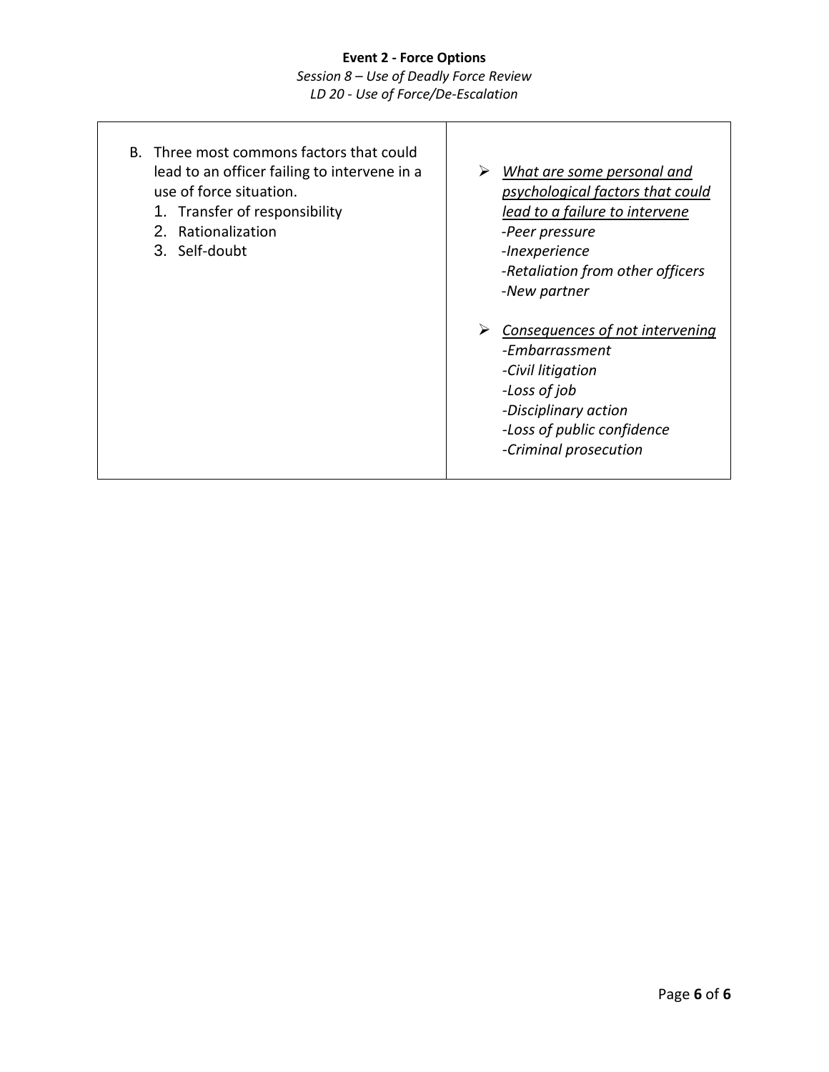**Event 2 - Force Options**

*Session 8 – Use of Deadly Force Review*

*LD 20 - Use of Force/De-Escalation*

| | |
|---|---|
| B. Three most commons factors that could lead to an officer failing to intervene in a use of force situation.<br>1. Transfer of responsibility<br>2. Rationalization<br>3. Self-doubt | ➢ *What are some personal and psychological factors that could lead to a failure to intervene*<br>*-Peer pressure*<br>*-Inexperience*<br>*-Retaliation from other officers*<br>*-New partner*<br><br>➢ *Consequences of not intervening*<br>*-Embarrassment*<br>*-Civil litigation*<br>*-Loss of job*<br>*-Disciplinary action*<br>*-Loss of public confidence*<br>*-Criminal prosecution* |